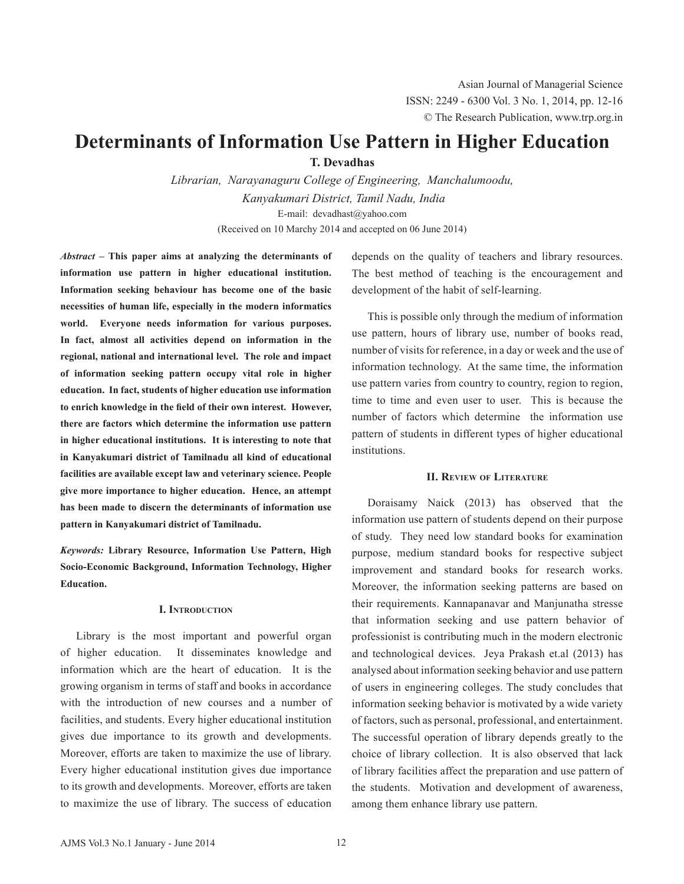# Determinants of Information Use Pattern in Higher Education

**T. Devadhas**

*Librarian, Narayanaguru College of Engineering, Manchalumoodu, Kanyakumari District, Tamil Nadu, India*

E-mail: devadhast@yahoo.com

(Received on 10 Marchy 2014 and accepted on 06 June 2014)

***Abstract* – This paper aims at analyzing the determinants of information use pattern in higher educational institution. Information seeking behaviour has become one of the basic necessities of human life, especially in the modern informatics world. Everyone needs information for various purposes. In fact, almost all activities depend on information in the regional, national and international level. The role and impact of information seeking pattern occupy vital role in higher education. In fact, students of higher education use information to enrich knowledge in the field of their own interest. However, there are factors which determine the information use pattern in higher educational institutions. It is interesting to note that in Kanyakumari district of Tamilnadu all kind of educational facilities are available except law and veterinary science. People give more importance to higher education. Hence, an attempt has been made to discern the determinants of information use pattern in Kanyakumari district of Tamilnadu.**

***Keywords:* Library Resource, Information Use Pattern, High Socio-Economic Background, Information Technology, Higher Education.**

## I. Introduction

Library is the most important and powerful organ of higher education. It disseminates knowledge and information which are the heart of education. It is the growing organism in terms of staff and books in accordance with the introduction of new courses and a number of facilities, and students. Every higher educational institution gives due importance to its growth and developments. Moreover, efforts are taken to maximize the use of library. Every higher educational institution gives due importance to its growth and developments. Moreover, efforts are taken to maximize the use of library. The success of education depends on the quality of teachers and library resources. The best method of teaching is the encouragement and development of the habit of self-learning.

This is possible only through the medium of information use pattern, hours of library use, number of books read, number of visits for reference, in a day or week and the use of information technology. At the same time, the information use pattern varies from country to country, region to region, time to time and even user to user. This is because the number of factors which determine the information use pattern of students in different types of higher educational institutions.

## II. Review of Literature

Doraisamy Naick (2013) has observed that the information use pattern of students depend on their purpose of study. They need low standard books for examination purpose, medium standard books for respective subject improvement and standard books for research works. Moreover, the information seeking patterns are based on their requirements. Kannapanavar and Manjunatha stresse that information seeking and use pattern behavior of professionist is contributing much in the modern electronic and technological devices. Jeya Prakash et.al (2013) has analysed about information seeking behavior and use pattern of users in engineering colleges. The study concludes that information seeking behavior is motivated by a wide variety of factors, such as personal, professional, and entertainment. The successful operation of library depends greatly to the choice of library collection. It is also observed that lack of library facilities affect the preparation and use pattern of the students. Motivation and development of awareness, among them enhance library use pattern.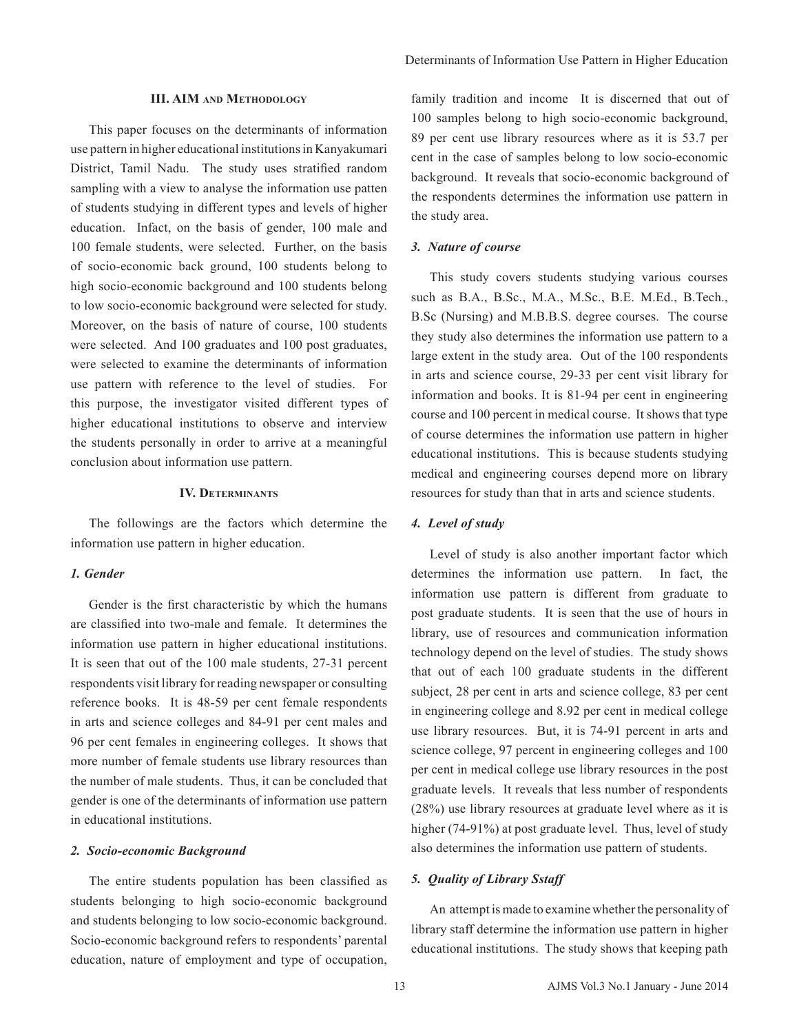## III. AIM and Methodology

This paper focuses on the determinants of information use pattern in higher educational institutions in Kanyakumari District, Tamil Nadu. The study uses stratified random sampling with a view to analyse the information use patten of students studying in different types and levels of higher education. Infact, on the basis of gender, 100 male and 100 female students, were selected. Further, on the basis of socio-economic back ground, 100 students belong to high socio-economic background and 100 students belong to low socio-economic background were selected for study. Moreover, on the basis of nature of course, 100 students were selected. And 100 graduates and 100 post graduates, were selected to examine the determinants of information use pattern with reference to the level of studies. For this purpose, the investigator visited different types of higher educational institutions to observe and interview the students personally in order to arrive at a meaningful conclusion about information use pattern.

## IV. Determinants

The followings are the factors which determine the information use pattern in higher education.

### *1. Gender*

Gender is the first characteristic by which the humans are classified into two-male and female. It determines the information use pattern in higher educational institutions. It is seen that out of the 100 male students, 27-31 percent respondents visit library for reading newspaper or consulting reference books. It is 48-59 per cent female respondents in arts and science colleges and 84-91 per cent males and 96 per cent females in engineering colleges. It shows that more number of female students use library resources than the number of male students. Thus, it can be concluded that gender is one of the determinants of information use pattern in educational institutions.

### *2. Socio-economic Background*

The entire students population has been classified as students belonging to high socio-economic background and students belonging to low socio-economic background. Socio-economic background refers to respondents' parental education, nature of employment and type of occupation, family tradition and income It is discerned that out of 100 samples belong to high socio-economic background, 89 per cent use library resources where as it is 53.7 per cent in the case of samples belong to low socio-economic background. It reveals that socio-economic background of the respondents determines the information use pattern in the study area.

### *3. Nature of course*

This study covers students studying various courses such as B.A., B.Sc., M.A., M.Sc., B.E. M.Ed., B.Tech., B.Sc (Nursing) and M.B.B.S. degree courses. The course they study also determines the information use pattern to a large extent in the study area. Out of the 100 respondents in arts and science course, 29-33 per cent visit library for information and books. It is 81-94 per cent in engineering course and 100 percent in medical course. It shows that type of course determines the information use pattern in higher educational institutions. This is because students studying medical and engineering courses depend more on library resources for study than that in arts and science students.

### *4. Level of study*

Level of study is also another important factor which determines the information use pattern. In fact, the information use pattern is different from graduate to post graduate students. It is seen that the use of hours in library, use of resources and communication information technology depend on the level of studies. The study shows that out of each 100 graduate students in the different subject, 28 per cent in arts and science college, 83 per cent in engineering college and 8.92 per cent in medical college use library resources. But, it is 74-91 percent in arts and science college, 97 percent in engineering colleges and 100 per cent in medical college use library resources in the post graduate levels. It reveals that less number of respondents (28%) use library resources at graduate level where as it is higher (74-91%) at post graduate level. Thus, level of study also determines the information use pattern of students.

### *5. Quality of Library Sstaff*

An attempt is made to examine whether the personality of library staff determine the information use pattern in higher educational institutions. The study shows that keeping path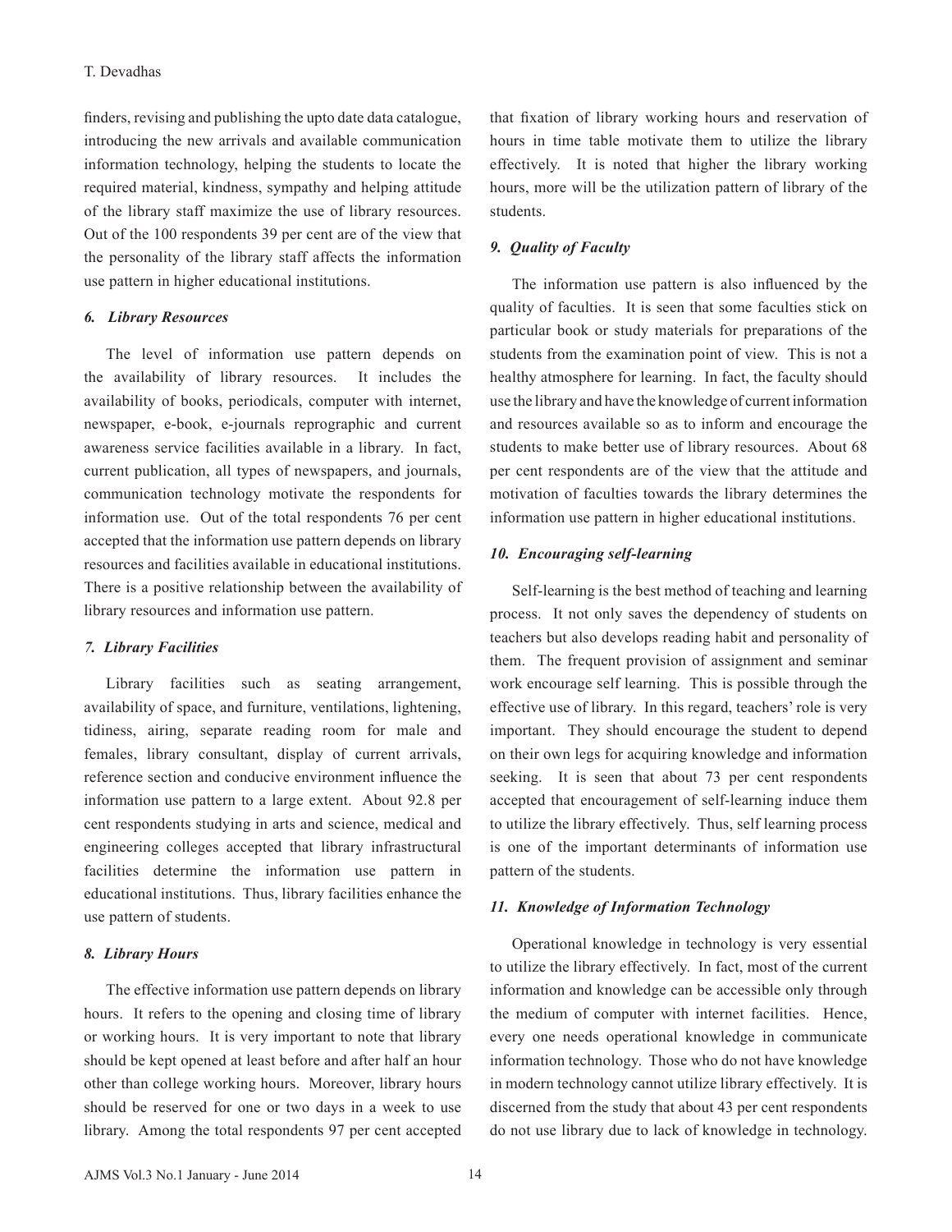finders, revising and publishing the upto date data catalogue, introducing the new arrivals and available communication information technology, helping the students to locate the required material, kindness, sympathy and helping attitude of the library staff maximize the use of library resources. Out of the 100 respondents 39 per cent are of the view that the personality of the library staff affects the information use pattern in higher educational institutions.

### *6. Library Resources*

The level of information use pattern depends on the availability of library resources. It includes the availability of books, periodicals, computer with internet, newspaper, e-book, e-journals reprographic and current awareness service facilities available in a library. In fact, current publication, all types of newspapers, and journals, communication technology motivate the respondents for information use. Out of the total respondents 76 per cent accepted that the information use pattern depends on library resources and facilities available in educational institutions. There is a positive relationship between the availability of library resources and information use pattern.

### *7. Library Facilities*

Library facilities such as seating arrangement, availability of space, and furniture, ventilations, lightening, tidiness, airing, separate reading room for male and females, library consultant, display of current arrivals, reference section and conducive environment influence the information use pattern to a large extent. About 92.8 per cent respondents studying in arts and science, medical and engineering colleges accepted that library infrastructural facilities determine the information use pattern in educational institutions. Thus, library facilities enhance the use pattern of students.

### *8. Library Hours*

The effective information use pattern depends on library hours. It refers to the opening and closing time of library or working hours. It is very important to note that library should be kept opened at least before and after half an hour other than college working hours. Moreover, library hours should be reserved for one or two days in a week to use library. Among the total respondents 97 per cent accepted that fixation of library working hours and reservation of hours in time table motivate them to utilize the library effectively. It is noted that higher the library working hours, more will be the utilization pattern of library of the students.

### *9. Quality of Faculty*

The information use pattern is also influenced by the quality of faculties. It is seen that some faculties stick on particular book or study materials for preparations of the students from the examination point of view. This is not a healthy atmosphere for learning. In fact, the faculty should use the library and have the knowledge of current information and resources available so as to inform and encourage the students to make better use of library resources. About 68 per cent respondents are of the view that the attitude and motivation of faculties towards the library determines the information use pattern in higher educational institutions.

### *10. Encouraging self-learning*

Self-learning is the best method of teaching and learning process. It not only saves the dependency of students on teachers but also develops reading habit and personality of them. The frequent provision of assignment and seminar work encourage self learning. This is possible through the effective use of library. In this regard, teachers' role is very important. They should encourage the student to depend on their own legs for acquiring knowledge and information seeking. It is seen that about 73 per cent respondents accepted that encouragement of self-learning induce them to utilize the library effectively. Thus, self learning process is one of the important determinants of information use pattern of the students.

### *11. Knowledge of Information Technology*

Operational knowledge in technology is very essential to utilize the library effectively. In fact, most of the current information and knowledge can be accessible only through the medium of computer with internet facilities. Hence, every one needs operational knowledge in communicate information technology. Those who do not have knowledge in modern technology cannot utilize library effectively. It is discerned from the study that about 43 per cent respondents do not use library due to lack of knowledge in technology.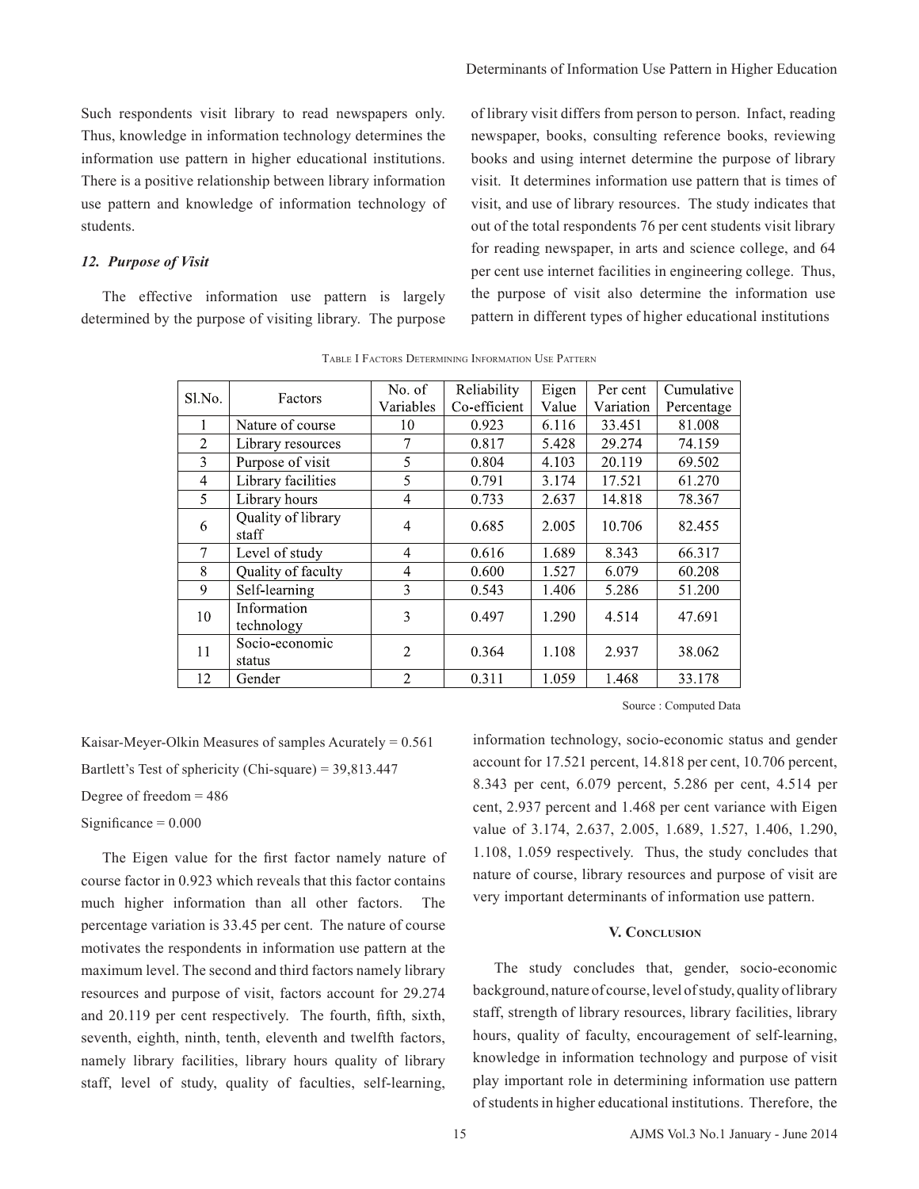Such respondents visit library to read newspapers only. Thus, knowledge in information technology determines the information use pattern in higher educational institutions. There is a positive relationship between library information use pattern and knowledge of information technology of students.

### *12. Purpose of Visit*

The effective information use pattern is largely determined by the purpose of visiting library. The purpose of library visit differs from person to person. Infact, reading newspaper, books, consulting reference books, reviewing books and using internet determine the purpose of library visit. It determines information use pattern that is times of visit, and use of library resources. The study indicates that out of the total respondents 76 per cent students visit library for reading newspaper, in arts and science college, and 64 per cent use internet facilities in engineering college. Thus, the purpose of visit also determine the information use pattern in different types of higher educational institutions

Table I Factors Determining Information Use Pattern

| Sl.No. | Factors | No. of Variables | Reliability Co-efficient | Eigen Value | Per cent Variation | Cumulative Percentage |
|---|---|---|---|---|---|---|
| 1 | Nature of course | 10 | 0.923 | 6.116 | 33.451 | 81.008 |
| 2 | Library resources | 7 | 0.817 | 5.428 | 29.274 | 74.159 |
| 3 | Purpose of visit | 5 | 0.804 | 4.103 | 20.119 | 69.502 |
| 4 | Library facilities | 5 | 0.791 | 3.174 | 17.521 | 61.270 |
| 5 | Library hours | 4 | 0.733 | 2.637 | 14.818 | 78.367 |
| 6 | Quality of library staff | 4 | 0.685 | 2.005 | 10.706 | 82.455 |
| 7 | Level of study | 4 | 0.616 | 1.689 | 8.343 | 66.317 |
| 8 | Quality of faculty | 4 | 0.600 | 1.527 | 6.079 | 60.208 |
| 9 | Self-learning | 3 | 0.543 | 1.406 | 5.286 | 51.200 |
| 10 | Information technology | 3 | 0.497 | 1.290 | 4.514 | 47.691 |
| 11 | Socio-economic status | 2 | 0.364 | 1.108 | 2.937 | 38.062 |
| 12 | Gender | 2 | 0.311 | 1.059 | 1.468 | 33.178 |

Source : Computed Data

Kaisar-Meyer-Olkin Measures of samples Acurately = 0.561

Bartlett's Test of sphericity (Chi-square) = 39,813.447

Degree of freedom = 486

Significance = 0.000

The Eigen value for the first factor namely nature of course factor in 0.923 which reveals that this factor contains much higher information than all other factors. The percentage variation is 33.45 per cent. The nature of course motivates the respondents in information use pattern at the maximum level. The second and third factors namely library resources and purpose of visit, factors account for 29.274 and 20.119 per cent respectively. The fourth, fifth, sixth, seventh, eighth, ninth, tenth, eleventh and twelfth factors, namely library facilities, library hours quality of library staff, level of study, quality of faculties, self-learning, information technology, socio-economic status and gender account for 17.521 percent, 14.818 per cent, 10.706 percent, 8.343 per cent, 6.079 percent, 5.286 per cent, 4.514 per cent, 2.937 percent and 1.468 per cent variance with Eigen value of 3.174, 2.637, 2.005, 1.689, 1.527, 1.406, 1.290, 1.108, 1.059 respectively. Thus, the study concludes that nature of course, library resources and purpose of visit are very important determinants of information use pattern.

## V. Conclusion

The study concludes that, gender, socio-economic background, nature of course, level of study, quality of library staff, strength of library resources, library facilities, library hours, quality of faculty, encouragement of self-learning, knowledge in information technology and purpose of visit play important role in determining information use pattern of students in higher educational institutions. Therefore, the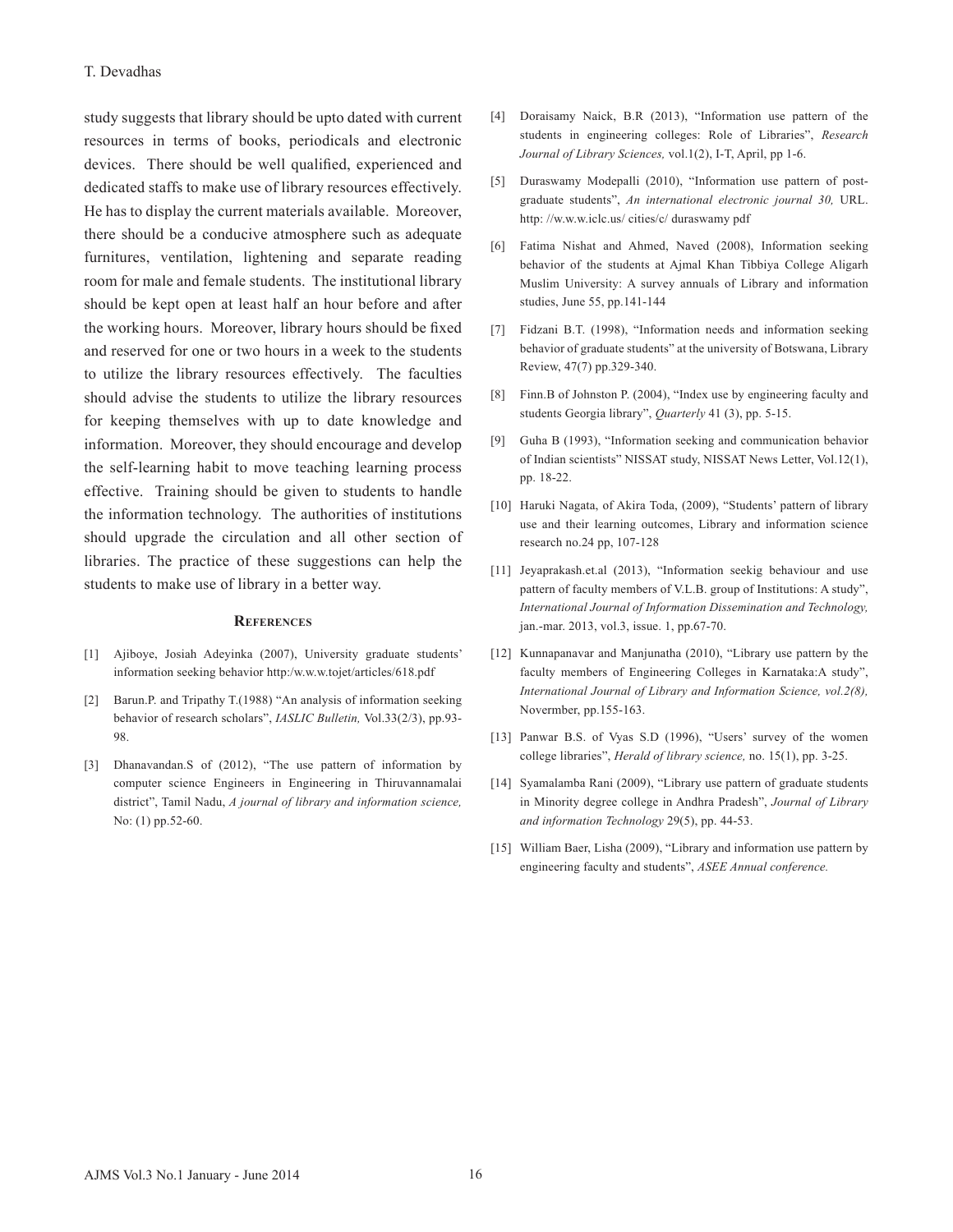study suggests that library should be upto dated with current resources in terms of books, periodicals and electronic devices. There should be well qualified, experienced and dedicated staffs to make use of library resources effectively. He has to display the current materials available. Moreover, there should be a conducive atmosphere such as adequate furnitures, ventilation, lightening and separate reading room for male and female students. The institutional library should be kept open at least half an hour before and after the working hours. Moreover, library hours should be fixed and reserved for one or two hours in a week to the students to utilize the library resources effectively. The faculties should advise the students to utilize the library resources for keeping themselves with up to date knowledge and information. Moreover, they should encourage and develop the self-learning habit to move teaching learning process effective. Training should be given to students to handle the information technology. The authorities of institutions should upgrade the circulation and all other section of libraries. The practice of these suggestions can help the students to make use of library in a better way.

## References

[1] Ajiboye, Josiah Adeyinka (2007), University graduate students' information seeking behavior http:/w.w.w.tojet/articles/618.pdf

[2] Barun.P. and Tripathy T.(1988) "An analysis of information seeking behavior of research scholars", *IASLIC Bulletin,* Vol.33(2/3), pp.93-98.

[3] Dhanavandan.S of (2012), "The use pattern of information by computer science Engineers in Engineering in Thiruvannamalai district", Tamil Nadu, *A journal of library and information science,* No: (1) pp.52-60.

[4] Doraisamy Naick, B.R (2013), "Information use pattern of the students in engineering colleges: Role of Libraries", *Research Journal of Library Sciences,* vol.1(2), I-T, April, pp 1-6.

[5] Duraswamy Modepalli (2010), "Information use pattern of post-graduate students", *An international electronic journal 30,* URL. http: //w.w.w.iclc.us/ cities/c/ duraswamy pdf

[6] Fatima Nishat and Ahmed, Naved (2008), Information seeking behavior of the students at Ajmal Khan Tibbiya College Aligarh Muslim University: A survey annuals of Library and information studies, June 55, pp.141-144

[7] Fidzani B.T. (1998), "Information needs and information seeking behavior of graduate students" at the university of Botswana, Library Review, 47(7) pp.329-340.

[8] Finn.B of Johnston P. (2004), "Index use by engineering faculty and students Georgia library", *Quarterly* 41 (3), pp. 5-15.

[9] Guha B (1993), "Information seeking and communication behavior of Indian scientists" NISSAT study, NISSAT News Letter, Vol.12(1), pp. 18-22.

[10] Haruki Nagata, of Akira Toda, (2009), "Students' pattern of library use and their learning outcomes, Library and information science research no.24 pp, 107-128

[11] Jeyaprakash.et.al (2013), "Information seekig behaviour and use pattern of faculty members of V.L.B. group of Institutions: A study", *International Journal of Information Dissemination and Technology,* jan.-mar. 2013, vol.3, issue. 1, pp.67-70.

[12] Kunnapanavar and Manjunatha (2010), "Library use pattern by the faculty members of Engineering Colleges in Karnataka:A study", *International Journal of Library and Information Science, vol.2(8),* Novermber, pp.155-163.

[13] Panwar B.S. of Vyas S.D (1996), "Users' survey of the women college libraries", *Herald of library science,* no. 15(1), pp. 3-25.

[14] Syamalamba Rani (2009), "Library use pattern of graduate students in Minority degree college in Andhra Pradesh", *Journal of Library and information Technology* 29(5), pp. 44-53.

[15] William Baer, Lisha (2009), "Library and information use pattern by engineering faculty and students", *ASEE Annual conference.*